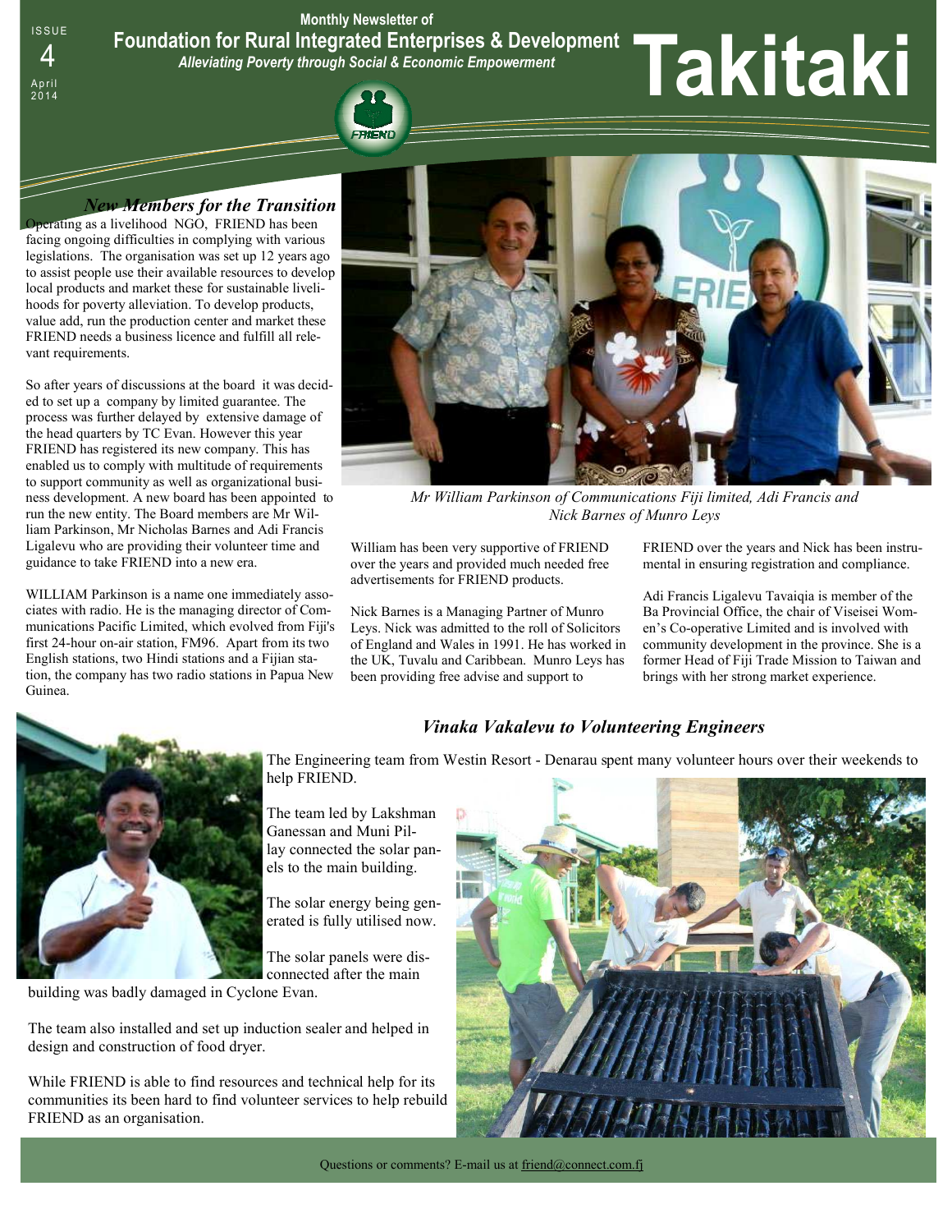ISSUE 4 April 2014

Monthly Newsletter of

**Foundation for Rural Integrated Enterprises & Development**

*Alleviating Poverty through Social & Economic Empowerment*

# Takitaki

## *New Members for the Transition*

Operating as a livelihood NGO, FRIEND has been facing ongoing difficulties in complying with various legislations. The organisation was set up 12 years ago to assist people use their available resources to develop local products and market these for sustainable livelihoods for poverty alleviation. To develop products, value add, run the production center and market these FRIEND needs a business licence and fulfill all relevant requirements.

So after years of discussions at the board it was decided to set up a company by limited guarantee. The process was further delayed by extensive damage of the head quarters by TC Evan. However this year FRIEND has registered its new company. This has enabled us to comply with multitude of requirements to support community as well as organizational business development. A new board has been appointed to run the new entity. The Board members are Mr William Parkinson, Mr Nicholas Barnes and Adi Francis Ligalevu who are providing their volunteer time and guidance to take FRIEND into a new era.

WILLIAM Parkinson is a name one immediately associates with radio. He is the managing director of Communications Pacific Limited, which evolved from Fiji's first 24-hour on-air station, FM96. Apart from its two English stations, two Hindi stations and a Fijian station, the company has two radio stations in Papua New Guinea.

*Mr William Parkinson of Communications Fiji limited, Adi Francis and Nick Barnes of Munro Leys*

William has been very supportive of FRIEND over the years and provided much needed free advertisements for FRIEND products.

Nick Barnes is a Managing Partner of Munro Leys. Nick was admitted to the roll of Solicitors of England and Wales in 1991. He has worked in the UK, Tuvalu and Caribbean. Munro Leys has been providing free advise and support to FRIEND over the years and Nick has been instrumental in ensuring registration and compliance.

Adi Francis Ligalevu Tavaiqia is member of the Ba Provincial Office, the chair of Viseisei Women's Co-operative Limited and is involved with community development in the province. She is a former Head of Fiji Trade Mission to Taiwan and brings with her strong market experience.

## *Vinaka Vakalevu to Volunteering Engineers*

The Engineering team from Westin Resort - Denarau spent many volunteer hours over their weekends to help FRIEND.

The team led by Lakshman Ganessan and Muni Pillay connected the solar panels to the main building.

The solar energy being generated is fully utilised now.

The solar panels were disconnected after the main building was badly damaged in Cyclone Evan.

The team also installed and set up induction sealer and helped in design and construction of food dryer.

While FRIEND is able to find resources and technical help for its communities its been hard to find volunteer services to help rebuild FRIEND as an organisation.

Questions or comments? E-mail us at friend@connect.com.fj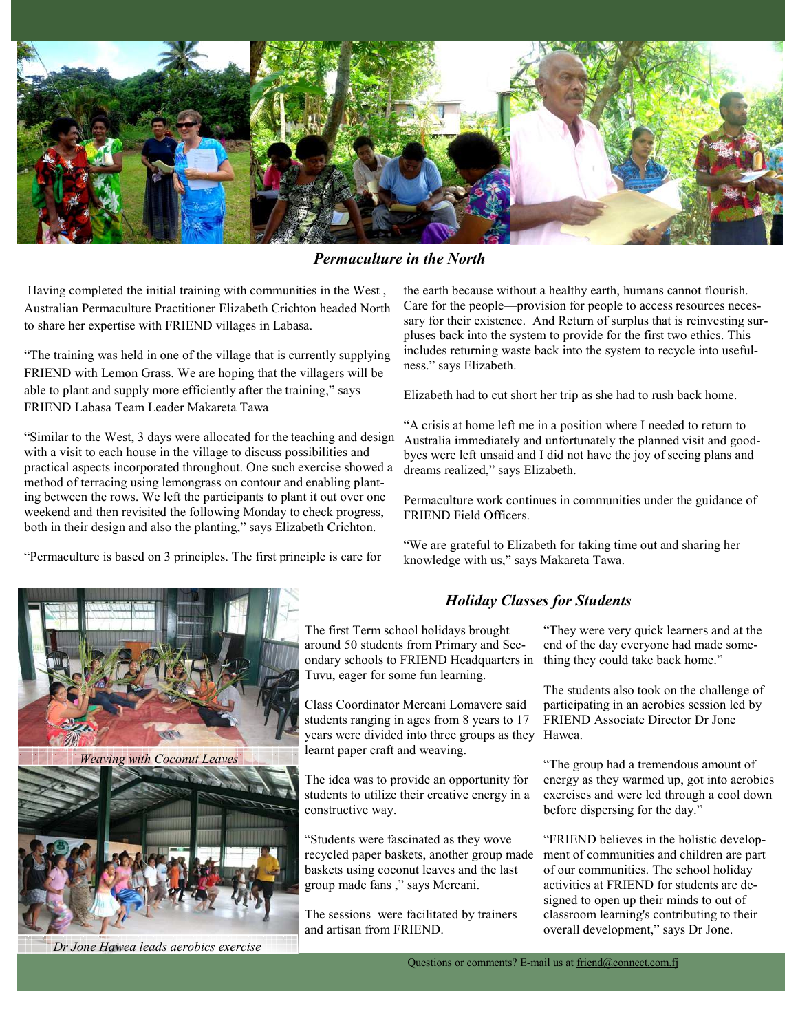## *Permaculture in the North*

Having completed the initial training with communities in the West , Australian Permaculture Practitioner Elizabeth Crichton headed North to share her expertise with FRIEND villages in Labasa.

"The training was held in one of the village that is currently supplying FRIEND with Lemon Grass. We are hoping that the villagers will be able to plant and supply more efficiently after the training," says FRIEND Labasa Team Leader Makareta Tawa

"Similar to the West, 3 days were allocated for the teaching and design with a visit to each house in the village to discuss possibilities and practical aspects incorporated throughout. One such exercise showed a method of terracing using lemongrass on contour and enabling planting between the rows. We left the participants to plant it out over one weekend and then revisited the following Monday to check progress, both in their design and also the planting," says Elizabeth Crichton.

"Permaculture is based on 3 principles. The first principle is care for the earth because without a healthy earth, humans cannot flourish. Care for the people—provision for people to access resources necessary for their existence. And Return of surplus that is reinvesting surpluses back into the system to provide for the first two ethics. This includes returning waste back into the system to recycle into usefulness." says Elizabeth.

Elizabeth had to cut short her trip as she had to rush back home.

"A crisis at home left me in a position where I needed to return to Australia immediately and unfortunately the planned visit and goodbyes were left unsaid and I did not have the joy of seeing plans and dreams realized," says Elizabeth.

Permaculture work continues in communities under the guidance of FRIEND Field Officers.

"We are grateful to Elizabeth for taking time out and sharing her knowledge with us," says Makareta Tawa.

## *Holiday Classes for Students*

*Weaving with Coconut Leaves*

*Dr Jone Hawea leads aerobics exercise*

The first Term school holidays brought around 50 students from Primary and Secondary schools to FRIEND Headquarters in Tuvu, eager for some fun learning.

Class Coordinator Mereani Lomavere said students ranging in ages from 8 years to 17 years were divided into three groups as they learnt paper craft and weaving.

The idea was to provide an opportunity for students to utilize their creative energy in a constructive way.

"Students were fascinated as they wove recycled paper baskets, another group made baskets using coconut leaves and the last group made fans ," says Mereani.

The sessions were facilitated by trainers and artisan from FRIEND.

"They were very quick learners and at the end of the day everyone had made something they could take back home."

The students also took on the challenge of participating in an aerobics session led by FRIEND Associate Director Dr Jone Hawea.

"The group had a tremendous amount of energy as they warmed up, got into aerobics exercises and were led through a cool down before dispersing for the day."

"FRIEND believes in the holistic development of communities and children are part of our communities. The school holiday activities at FRIEND for students are designed to open up their minds to out of classroom learning's contributing to their overall development," says Dr Jone.

Questions or comments? E-mail us at friend@connect.com.fj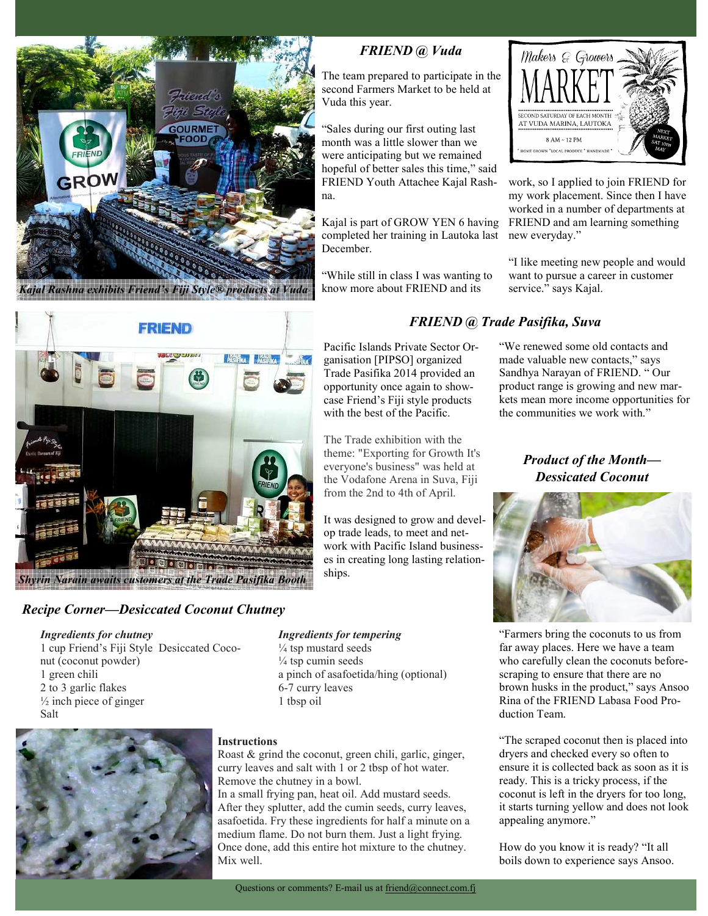## *FRIEND @ Vuda*

*Kajal Rashna exhibits Friend's Fiji Style® products at Vuda*

The team prepared to participate in the second Farmers Market to be held at Vuda this year.

"Sales during our first outing last month was a little slower than we were anticipating but we remained hopeful of better sales this time," said FRIEND Youth Attachee Kajal Rashna.

Kajal is part of GROW YEN 6 having completed her training in Lautoka last December.

"While still in class I was wanting to know more about FRIEND and its work, so I applied to join FRIEND for my work placement. Since then I have worked in a number of departments at FRIEND and am learning something new everyday."

"I like meeting new people and would want to pursue a career in customer service." says Kajal.

Makers & Growers MARKET
SECOND SATURDAY OF EACH MONTH AT VUDA MARINA, LAUTOKA
8 AM ~ 12 PM
* HOME GROWN * LOCAL PRODUCE * HANDMADE *
NEXT MARKET SAT 10TH MAY

## *FRIEND @ Trade Pasifika, Suva*

*Shyrin Narain awaits customers at the Trade Pasifika Booth*

Pacific Islands Private Sector Organisation [PIPSO] organized Trade Pasifika 2014 provided an opportunity once again to showcase Friend's Fiji style products with the best of the Pacific.

The Trade exhibition with the theme: "Exporting for Growth It's everyone's business" was held at the Vodafone Arena in Suva, Fiji from the 2nd to 4th of April.

It was designed to grow and develop trade leads, to meet and network with Pacific Island businesses in creating long lasting relationships.

"We renewed some old contacts and made valuable new contacts," says Sandhya Narayan of FRIEND. " Our product range is growing and new markets mean more income opportunities for the communities we work with."

## *Recipe Corner—Desiccated Coconut Chutney*

*Ingredients for chutney*

1 cup Friend's Fiji Style Desiccated Coconut (coconut powder)
1 green chili
2 to 3 garlic flakes
½ inch piece of ginger
Salt

*Ingredients for tempering*

¼ tsp mustard seeds
¼ tsp cumin seeds
a pinch of asafoetida/hing (optional)
6-7 curry leaves
1 tbsp oil

**Instructions**

Roast & grind the coconut, green chili, garlic, ginger, curry leaves and salt with 1 or 2 tbsp of hot water. Remove the chutney in a bowl.
In a small frying pan, heat oil. Add mustard seeds. After they splutter, add the cumin seeds, curry leaves, asafoetida. Fry these ingredients for half a minute on a medium flame. Do not burn them. Just a light frying. Once done, add this entire hot mixture to the chutney. Mix well.

## *Product of the Month—Dessicated Coconut*

"Farmers bring the coconuts to us from far away places. Here we have a team who carefully clean the coconuts before scraping to ensure that there are no brown husks in the product," says Ansoo Rina of the FRIEND Labasa Food Production Team.

"The scraped coconut then is placed into dryers and checked every so often to ensure it is collected back as soon as it is ready. This is a tricky process, if the coconut is left in the dryers for too long, it starts turning yellow and does not look appealing anymore."

How do you know it is ready? "It all boils down to experience says Ansoo.

Questions or comments? E-mail us at friend@connect.com.fj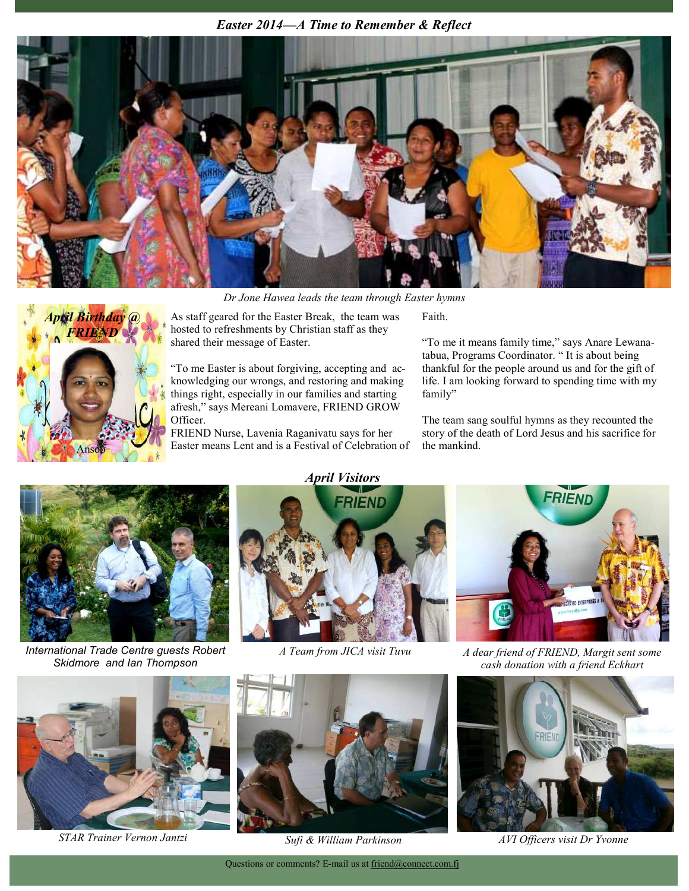## *Easter 2014—A Time to Remember & Reflect*

*Dr Jone Hawea leads the team through Easter hymns*

***April Birthday @ FRIEND***

Anson

As staff geared for the Easter Break, the team was hosted to refreshments by Christian staff as they shared their message of Easter.

"To me Easter is about forgiving, accepting and acknowledging our wrongs, and restoring and making things right, especially in our families and starting afresh," says Mereani Lomavere, FRIEND GROW Officer.

FRIEND Nurse, Lavenia Raganivatu says for her Easter means Lent and is a Festival of Celebration of Faith.

"To me it means family time," says Anare Lewanatabua, Programs Coordinator. " It is about being thankful for the people around us and for the gift of life. I am looking forward to spending time with my family"

The team sang soulful hymns as they recounted the story of the death of Lord Jesus and his sacrifice for the mankind.

## *April Visitors*

*International Trade Centre guests Robert Skidmore and Ian Thompson*

*A Team from JICA visit Tuvu*

*A dear friend of FRIEND, Margit sent some cash donation with a friend Eckhart*

*STAR Trainer Vernon Jantzi*

*Sufi & William Parkinson*

*AVI Officers visit Dr Yvonne*

Questions or comments? E-mail us at friend@connect.com.fj